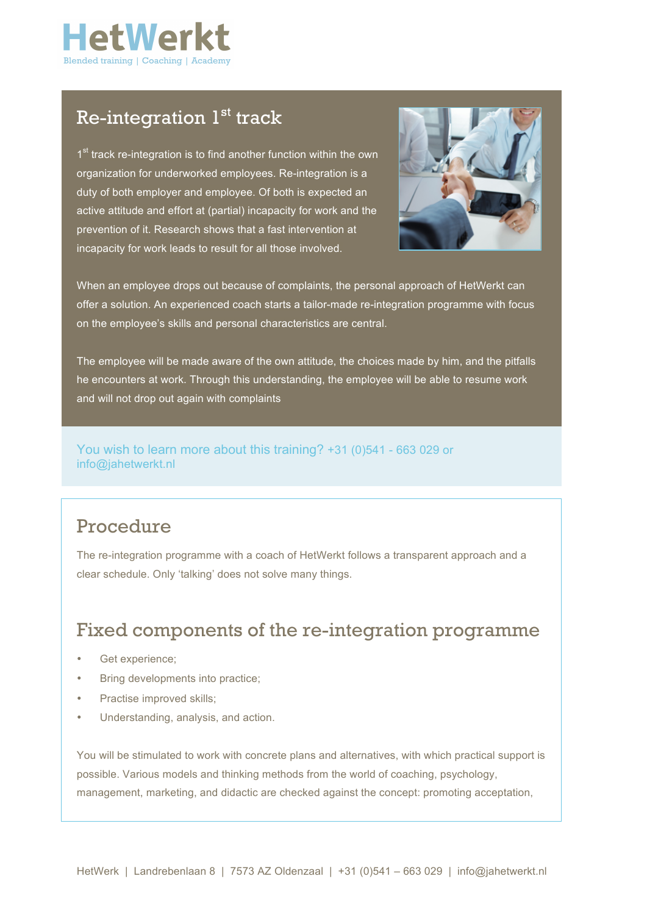# HetWerkt

Blended training | Coaching | Academy

## Re-integration 1st track

1st track re-integration is to find another function within the own organization for underworked employees. Re-integration is a duty of both employer and employee. Of both is expected an active attitude and effort at (partial) incapacity for work and the prevention of it. Research shows that a fast intervention at incapacity for work leads to result for all those involved.

When an employee drops out because of complaints, the personal approach of HetWerkt can offer a solution. An experienced coach starts a tailor-made re-integration programme with focus on the employee's skills and personal characteristics are central.

The employee will be made aware of the own attitude, the choices made by him, and the pitfalls he encounters at work. Through this understanding, the employee will be able to resume work and will not drop out again with complaints

You wish to learn more about this training? +31 (0)541 - 663 029 or info@jahetwerkt.nl

## Procedure

The re-integration programme with a coach of HetWerkt follows a transparent approach and a clear schedule. Only 'talking' does not solve many things.

## Fixed components of the re-integration programme

- Get experience;
- Bring developments into practice;
- Practise improved skills;
- Understanding, analysis, and action.

You will be stimulated to work with concrete plans and alternatives, with which practical support is possible. Various models and thinking methods from the world of coaching, psychology, management, marketing, and didactic are checked against the concept: promoting acceptation,

HetWerk | Landrebenlaan 8 | 7573 AZ Oldenzaal | +31 (0)541 – 663 029 | info@jahetwerkt.nl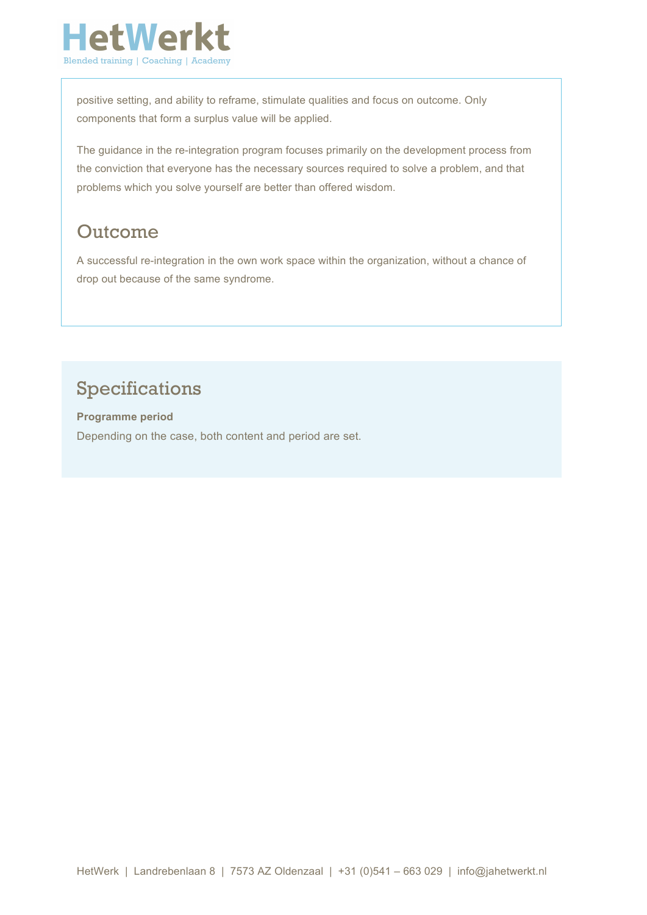positive setting, and ability to reframe, stimulate qualities and focus on outcome. Only components that form a surplus value will be applied.

The guidance in the re-integration program focuses primarily on the development process from the conviction that everyone has the necessary sources required to solve a problem, and that problems which you solve yourself are better than offered wisdom.

## Outcome

A successful re-integration in the own work space within the organization, without a chance of drop out because of the same syndrome.

## Specifications

**Programme period**

Depending on the case, both content and period are set.